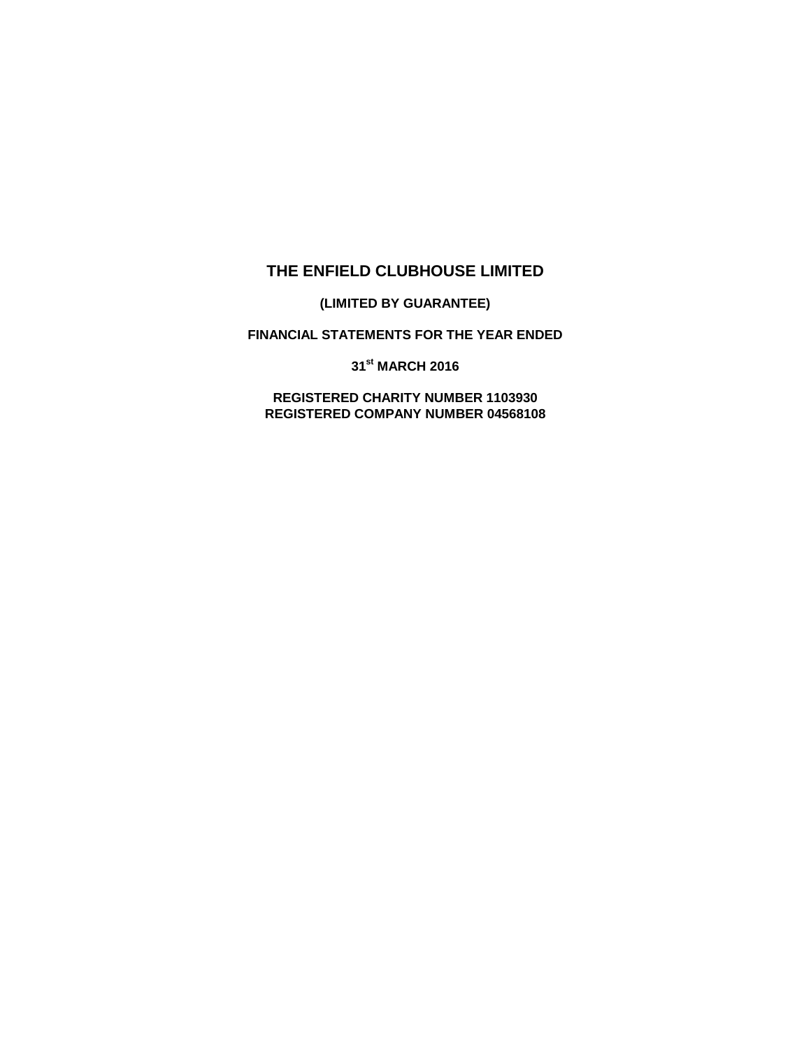# THE ENFIELD CLUBHOUSE LIMITED

**(LIMITED BY GUARANTEE)**

**FINANCIAL STATEMENTS FOR THE YEAR ENDED**

**31st MARCH 2016**

**REGISTERED CHARITY NUMBER 1103930**
**REGISTERED COMPANY NUMBER 04568108**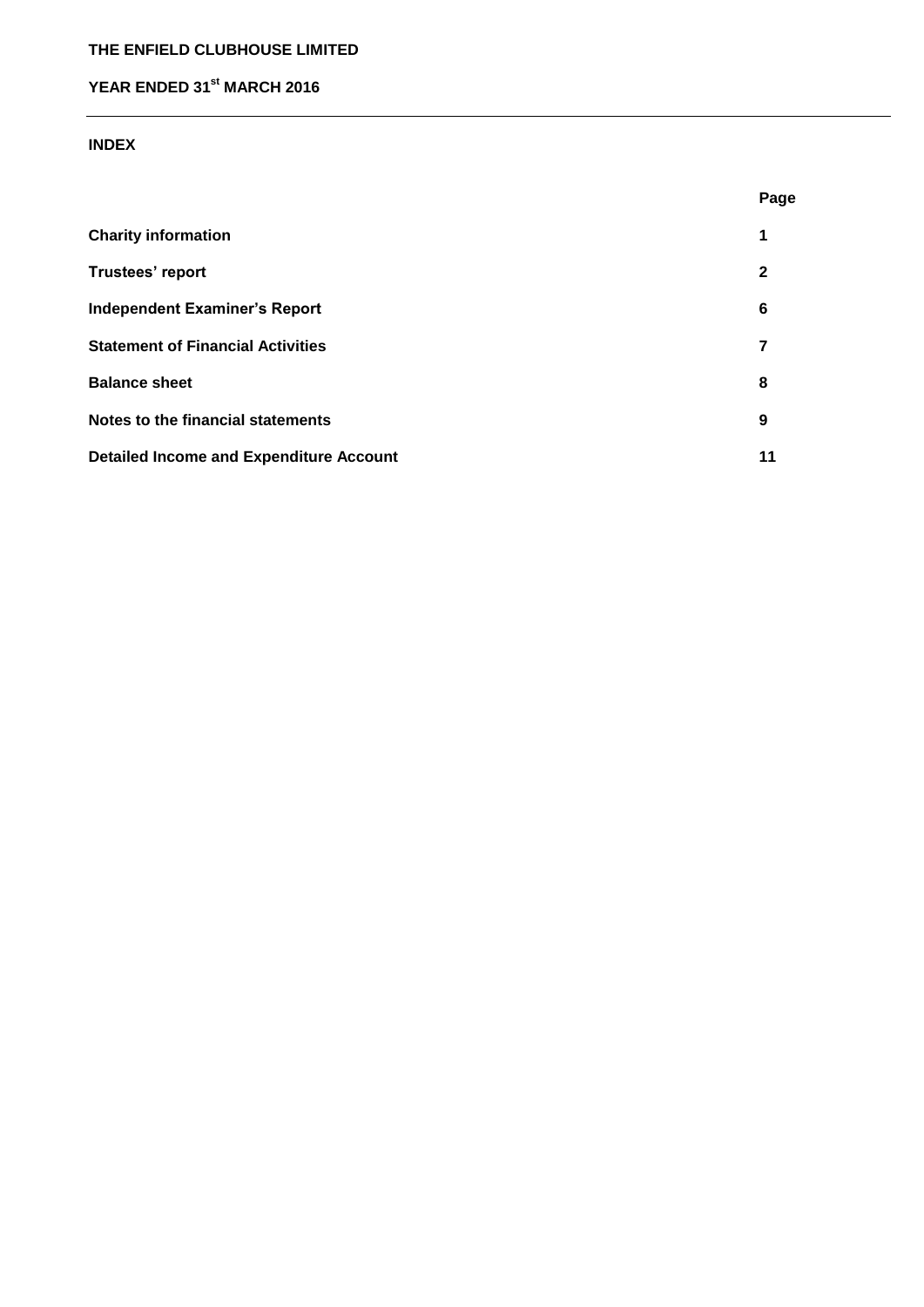**THE ENFIELD CLUBHOUSE LIMITED**

**YEAR ENDED 31st MARCH 2016**

## INDEX

| | Page |
|---|---|
| **Charity information** | **1** |
| **Trustees' report** | **2** |
| **Independent Examiner's Report** | **6** |
| **Statement of Financial Activities** | **7** |
| **Balance sheet** | **8** |
| **Notes to the financial statements** | **9** |
| **Detailed Income and Expenditure Account** | **11** |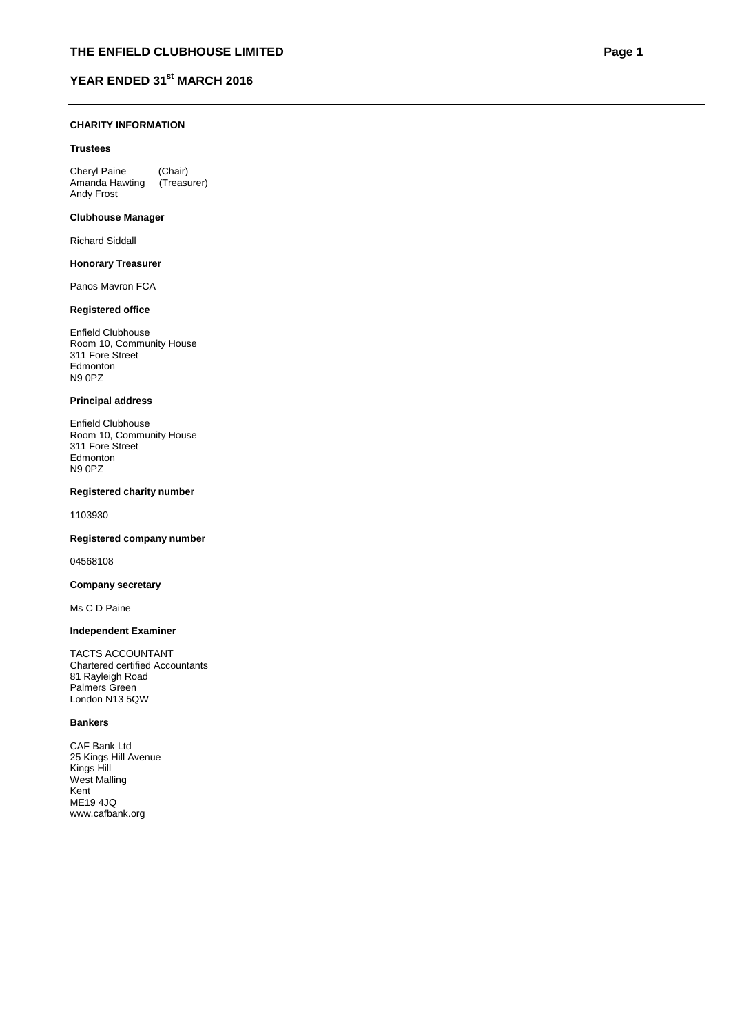## CHARITY INFORMATION

**Trustees**

Cheryl Paine (Chair)
Amanda Hawting (Treasurer)
Andy Frost

**Clubhouse Manager**

Richard Siddall

**Honorary Treasurer**

Panos Mavron FCA

**Registered office**

Enfield Clubhouse
Room 10, Community House
311 Fore Street
Edmonton
N9 0PZ

**Principal address**

Enfield Clubhouse
Room 10, Community House
311 Fore Street
Edmonton
N9 0PZ

**Registered charity number**

1103930

**Registered company number**

04568108

**Company secretary**

Ms C D Paine

**Independent Examiner**

TACTS ACCOUNTANT
Chartered certified Accountants
81 Rayleigh Road
Palmers Green
London N13 5QW

**Bankers**

CAF Bank Ltd
25 Kings Hill Avenue
Kings Hill
West Malling
Kent
ME19 4JQ
www.cafbank.org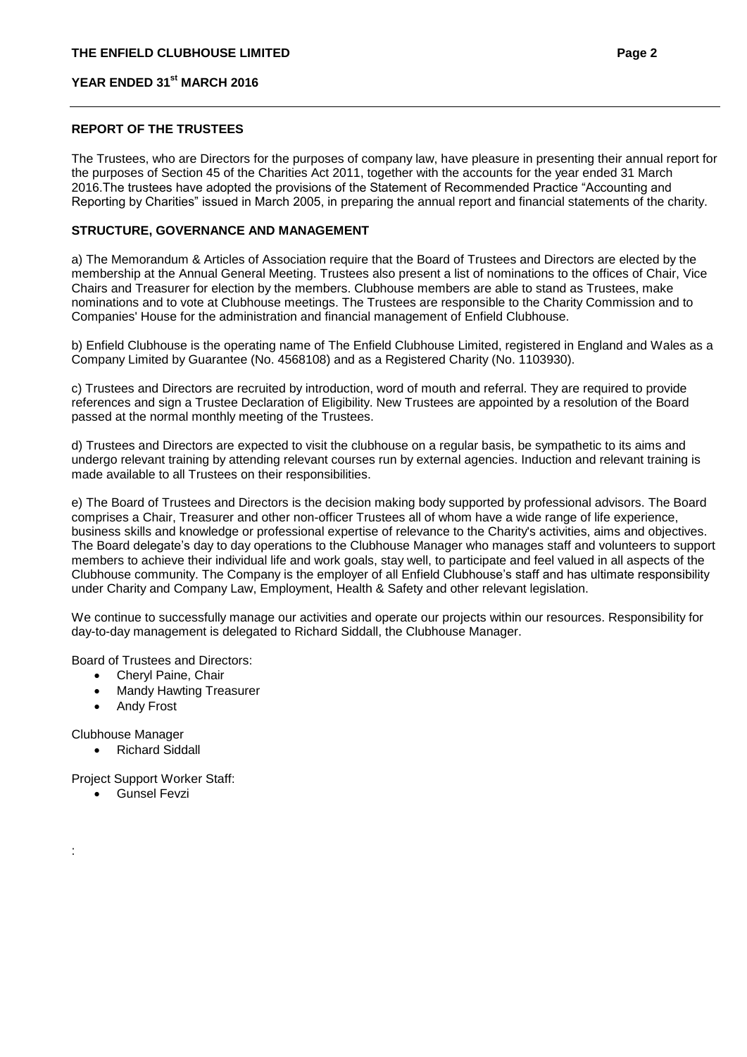## REPORT OF THE TRUSTEES

The Trustees, who are Directors for the purposes of company law, have pleasure in presenting their annual report for the purposes of Section 45 of the Charities Act 2011, together with the accounts for the year ended 31 March 2016.The trustees have adopted the provisions of the Statement of Recommended Practice "Accounting and Reporting by Charities" issued in March 2005, in preparing the annual report and financial statements of the charity.

## STRUCTURE, GOVERNANCE AND MANAGEMENT

a) The Memorandum & Articles of Association require that the Board of Trustees and Directors are elected by the membership at the Annual General Meeting. Trustees also present a list of nominations to the offices of Chair, Vice Chairs and Treasurer for election by the members. Clubhouse members are able to stand as Trustees, make nominations and to vote at Clubhouse meetings. The Trustees are responsible to the Charity Commission and to Companies' House for the administration and financial management of Enfield Clubhouse.

b) Enfield Clubhouse is the operating name of The Enfield Clubhouse Limited, registered in England and Wales as a Company Limited by Guarantee (No. 4568108) and as a Registered Charity (No. 1103930).

c) Trustees and Directors are recruited by introduction, word of mouth and referral. They are required to provide references and sign a Trustee Declaration of Eligibility. New Trustees are appointed by a resolution of the Board passed at the normal monthly meeting of the Trustees.

d) Trustees and Directors are expected to visit the clubhouse on a regular basis, be sympathetic to its aims and undergo relevant training by attending relevant courses run by external agencies. Induction and relevant training is made available to all Trustees on their responsibilities.

e) The Board of Trustees and Directors is the decision making body supported by professional advisors. The Board comprises a Chair, Treasurer and other non-officer Trustees all of whom have a wide range of life experience, business skills and knowledge or professional expertise of relevance to the Charity's activities, aims and objectives. The Board delegate's day to day operations to the Clubhouse Manager who manages staff and volunteers to support members to achieve their individual life and work goals, stay well, to participate and feel valued in all aspects of the Clubhouse community. The Company is the employer of all Enfield Clubhouse's staff and has ultimate responsibility under Charity and Company Law, Employment, Health & Safety and other relevant legislation.

We continue to successfully manage our activities and operate our projects within our resources. Responsibility for day-to-day management is delegated to Richard Siddall, the Clubhouse Manager.

Board of Trustees and Directors:

- Cheryl Paine, Chair
- Mandy Hawting Treasurer
- Andy Frost

Clubhouse Manager

- Richard Siddall

Project Support Worker Staff:

- Gunsel Fevzi

: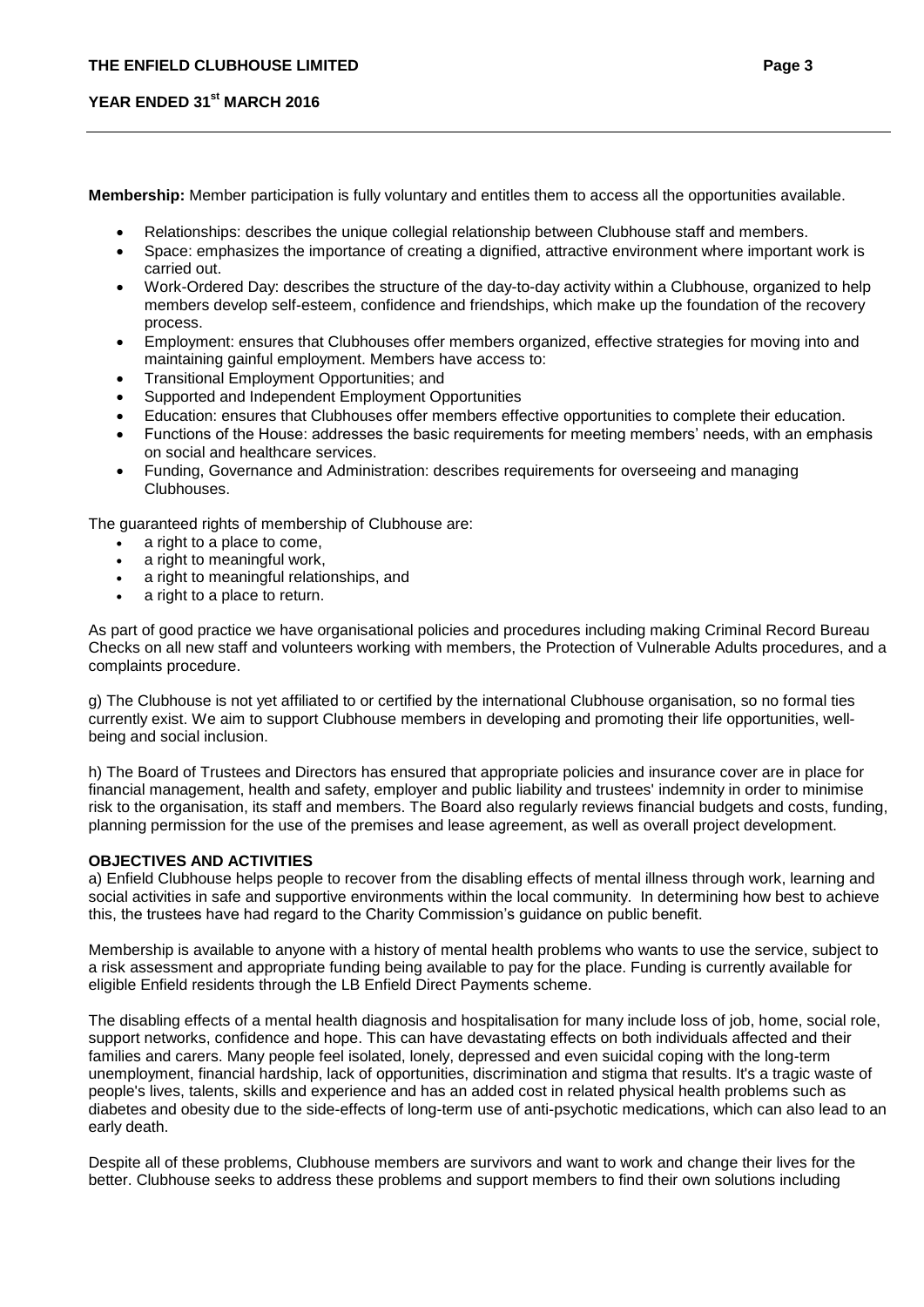**Membership:** Member participation is fully voluntary and entitles them to access all the opportunities available.

- Relationships: describes the unique collegial relationship between Clubhouse staff and members.
- Space: emphasizes the importance of creating a dignified, attractive environment where important work is carried out.
- Work-Ordered Day: describes the structure of the day-to-day activity within a Clubhouse, organized to help members develop self-esteem, confidence and friendships, which make up the foundation of the recovery process.
- Employment: ensures that Clubhouses offer members organized, effective strategies for moving into and maintaining gainful employment. Members have access to:
- Transitional Employment Opportunities; and
- Supported and Independent Employment Opportunities
- Education: ensures that Clubhouses offer members effective opportunities to complete their education.
- Functions of the House: addresses the basic requirements for meeting members' needs, with an emphasis on social and healthcare services.
- Funding, Governance and Administration: describes requirements for overseeing and managing Clubhouses.

The guaranteed rights of membership of Clubhouse are:

- a right to a place to come,
- a right to meaningful work,
- a right to meaningful relationships, and
- a right to a place to return.

As part of good practice we have organisational policies and procedures including making Criminal Record Bureau Checks on all new staff and volunteers working with members, the Protection of Vulnerable Adults procedures, and a complaints procedure.

g) The Clubhouse is not yet affiliated to or certified by the international Clubhouse organisation, so no formal ties currently exist. We aim to support Clubhouse members in developing and promoting their life opportunities, well-being and social inclusion.

h) The Board of Trustees and Directors has ensured that appropriate policies and insurance cover are in place for financial management, health and safety, employer and public liability and trustees' indemnity in order to minimise risk to the organisation, its staff and members. The Board also regularly reviews financial budgets and costs, funding, planning permission for the use of the premises and lease agreement, as well as overall project development.

**OBJECTIVES AND ACTIVITIES**

a) Enfield Clubhouse helps people to recover from the disabling effects of mental illness through work, learning and social activities in safe and supportive environments within the local community. In determining how best to achieve this, the trustees have had regard to the Charity Commission's guidance on public benefit.

Membership is available to anyone with a history of mental health problems who wants to use the service, subject to a risk assessment and appropriate funding being available to pay for the place. Funding is currently available for eligible Enfield residents through the LB Enfield Direct Payments scheme.

The disabling effects of a mental health diagnosis and hospitalisation for many include loss of job, home, social role, support networks, confidence and hope. This can have devastating effects on both individuals affected and their families and carers. Many people feel isolated, lonely, depressed and even suicidal coping with the long-term unemployment, financial hardship, lack of opportunities, discrimination and stigma that results. It's a tragic waste of people's lives, talents, skills and experience and has an added cost in related physical health problems such as diabetes and obesity due to the side-effects of long-term use of anti-psychotic medications, which can also lead to an early death.

Despite all of these problems, Clubhouse members are survivors and want to work and change their lives for the better. Clubhouse seeks to address these problems and support members to find their own solutions including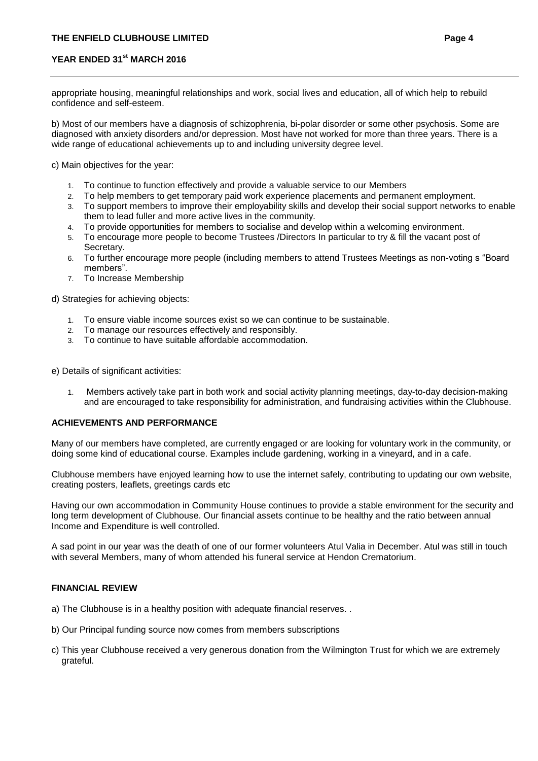appropriate housing, meaningful relationships and work, social lives and education, all of which help to rebuild confidence and self-esteem.

b) Most of our members have a diagnosis of schizophrenia, bi-polar disorder or some other psychosis. Some are diagnosed with anxiety disorders and/or depression. Most have not worked for more than three years. There is a wide range of educational achievements up to and including university degree level.

c) Main objectives for the year:

1. To continue to function effectively and provide a valuable service to our Members
2. To help members to get temporary paid work experience placements and permanent employment.
3. To support members to improve their employability skills and develop their social support networks to enable them to lead fuller and more active lives in the community.
4. To provide opportunities for members to socialise and develop within a welcoming environment.
5. To encourage more people to become Trustees /Directors In particular to try & fill the vacant post of Secretary.
6. To further encourage more people (including members to attend Trustees Meetings as non-voting s "Board members".
7. To Increase Membership

d) Strategies for achieving objects:

1. To ensure viable income sources exist so we can continue to be sustainable.
2. To manage our resources effectively and responsibly.
3. To continue to have suitable affordable accommodation.

e) Details of significant activities:

1. Members actively take part in both work and social activity planning meetings, day-to-day decision-making and are encouraged to take responsibility for administration, and fundraising activities within the Clubhouse.

## ACHIEVEMENTS AND PERFORMANCE

Many of our members have completed, are currently engaged or are looking for voluntary work in the community, or doing some kind of educational course. Examples include gardening, working in a vineyard, and in a cafe.

Clubhouse members have enjoyed learning how to use the internet safely, contributing to updating our own website, creating posters, leaflets, greetings cards etc

Having our own accommodation in Community House continues to provide a stable environment for the security and long term development of Clubhouse. Our financial assets continue to be healthy and the ratio between annual Income and Expenditure is well controlled.

A sad point in our year was the death of one of our former volunteers Atul Valia in December. Atul was still in touch with several Members, many of whom attended his funeral service at Hendon Crematorium.

## FINANCIAL REVIEW

a) The Clubhouse is in a healthy position with adequate financial reserves. .

b) Our Principal funding source now comes from members subscriptions

c) This year Clubhouse received a very generous donation from the Wilmington Trust for which we are extremely grateful.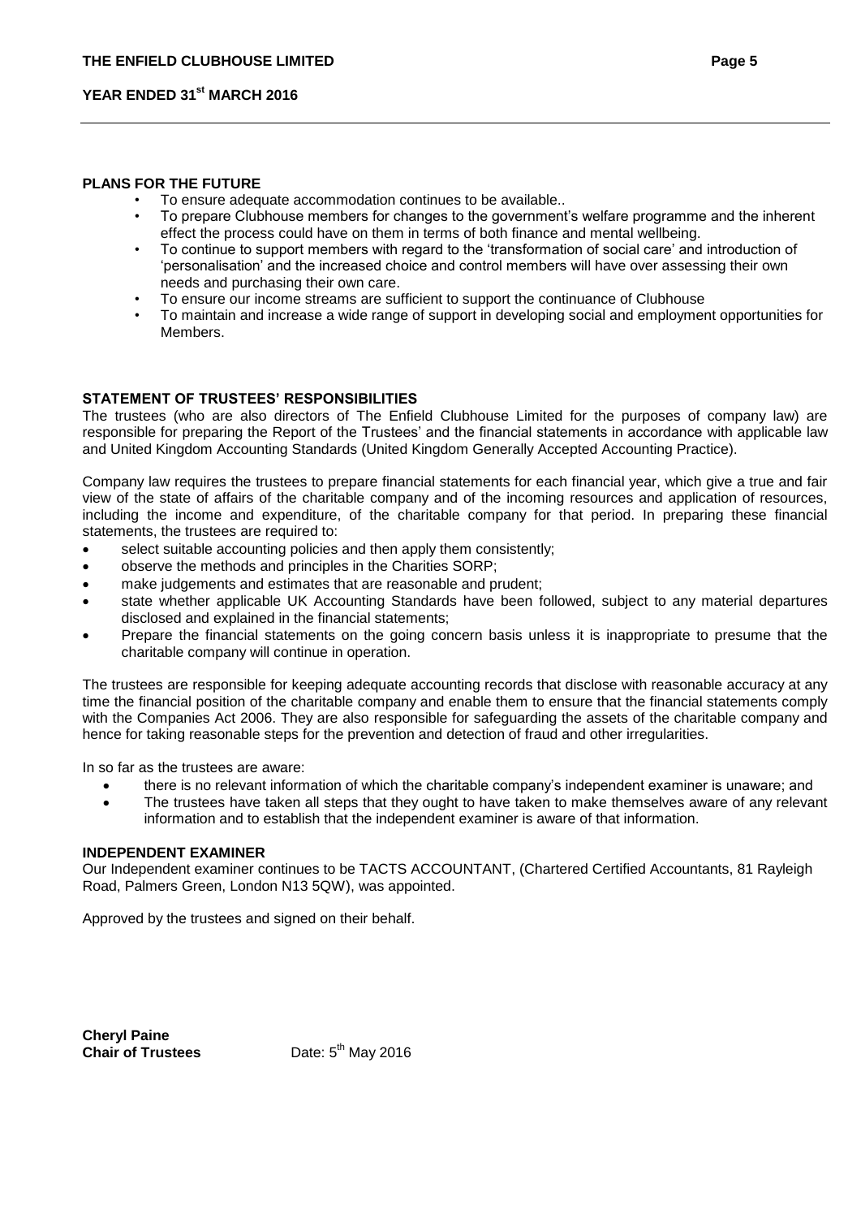## PLANS FOR THE FUTURE

- To ensure adequate accommodation continues to be available..
- To prepare Clubhouse members for changes to the government's welfare programme and the inherent effect the process could have on them in terms of both finance and mental wellbeing.
- To continue to support members with regard to the 'transformation of social care' and introduction of 'personalisation' and the increased choice and control members will have over assessing their own needs and purchasing their own care.
- To ensure our income streams are sufficient to support the continuance of Clubhouse
- To maintain and increase a wide range of support in developing social and employment opportunities for Members.

## STATEMENT OF TRUSTEES' RESPONSIBILITIES

The trustees (who are also directors of The Enfield Clubhouse Limited for the purposes of company law) are responsible for preparing the Report of the Trustees' and the financial statements in accordance with applicable law and United Kingdom Accounting Standards (United Kingdom Generally Accepted Accounting Practice).

Company law requires the trustees to prepare financial statements for each financial year, which give a true and fair view of the state of affairs of the charitable company and of the incoming resources and application of resources, including the income and expenditure, of the charitable company for that period. In preparing these financial statements, the trustees are required to:

- select suitable accounting policies and then apply them consistently;
- observe the methods and principles in the Charities SORP;
- make judgements and estimates that are reasonable and prudent;
- state whether applicable UK Accounting Standards have been followed, subject to any material departures disclosed and explained in the financial statements;
- Prepare the financial statements on the going concern basis unless it is inappropriate to presume that the charitable company will continue in operation.

The trustees are responsible for keeping adequate accounting records that disclose with reasonable accuracy at any time the financial position of the charitable company and enable them to ensure that the financial statements comply with the Companies Act 2006. They are also responsible for safeguarding the assets of the charitable company and hence for taking reasonable steps for the prevention and detection of fraud and other irregularities.

In so far as the trustees are aware:

- there is no relevant information of which the charitable company's independent examiner is unaware; and
- The trustees have taken all steps that they ought to have taken to make themselves aware of any relevant information and to establish that the independent examiner is aware of that information.

## INDEPENDENT EXAMINER

Our Independent examiner continues to be TACTS ACCOUNTANT, (Chartered Certified Accountants, 81 Rayleigh Road, Palmers Green, London N13 5QW), was appointed.

Approved by the trustees and signed on their behalf.

**Cheryl Paine**
**Chair of Trustees** Date: 5th May 2016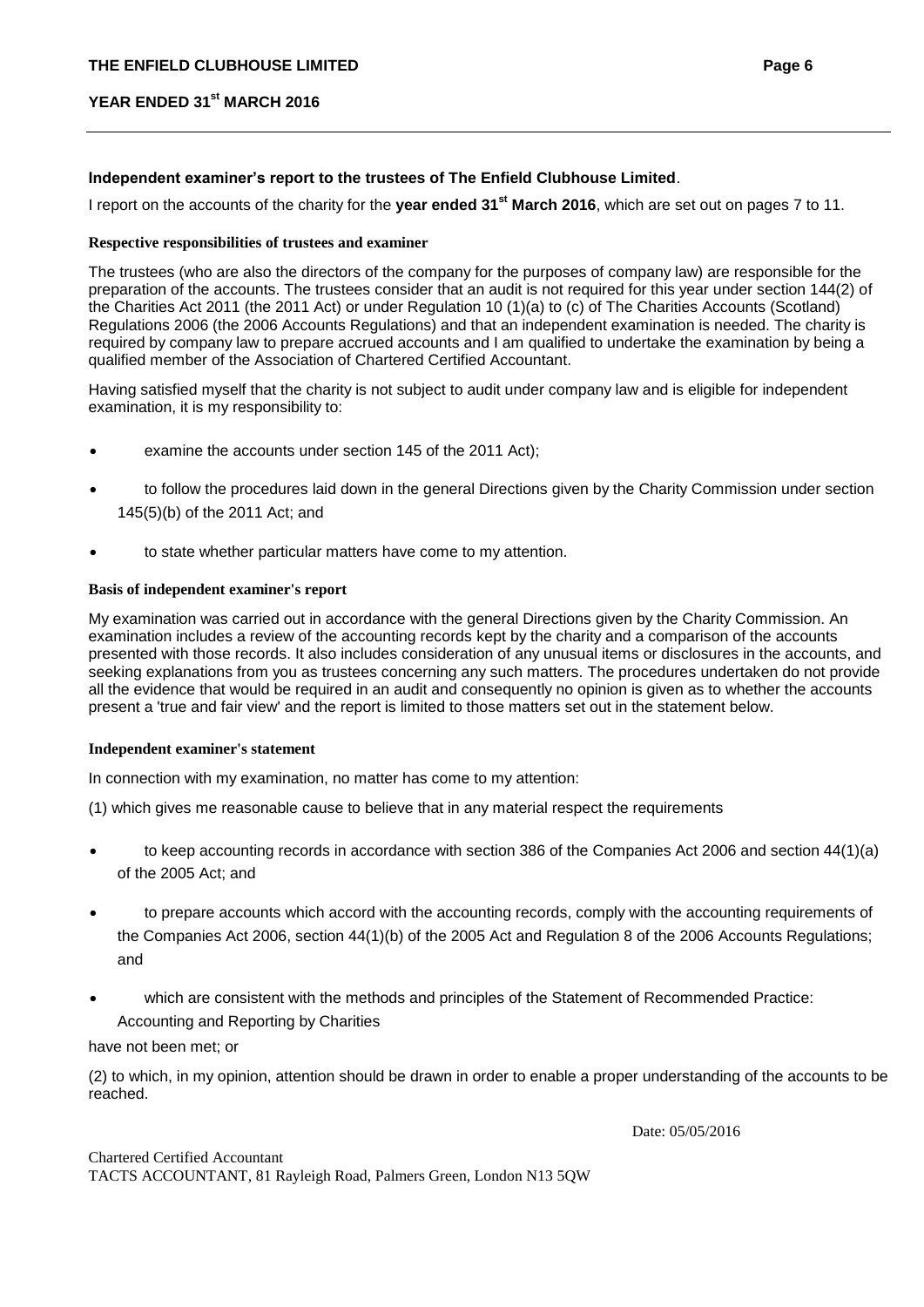**Independent examiner's report to the trustees of The Enfield Clubhouse Limited**.

I report on the accounts of the charity for the **year ended 31st March 2016**, which are set out on pages 7 to 11.

**Respective responsibilities of trustees and examiner**

The trustees (who are also the directors of the company for the purposes of company law) are responsible for the preparation of the accounts. The trustees consider that an audit is not required for this year under section 144(2) of the Charities Act 2011 (the 2011 Act) or under Regulation 10 (1)(a) to (c) of The Charities Accounts (Scotland) Regulations 2006 (the 2006 Accounts Regulations) and that an independent examination is needed. The charity is required by company law to prepare accrued accounts and I am qualified to undertake the examination by being a qualified member of the Association of Chartered Certified Accountant.

Having satisfied myself that the charity is not subject to audit under company law and is eligible for independent examination, it is my responsibility to:

- examine the accounts under section 145 of the 2011 Act);
- to follow the procedures laid down in the general Directions given by the Charity Commission under section 145(5)(b) of the 2011 Act; and
- to state whether particular matters have come to my attention.

**Basis of independent examiner's report**

My examination was carried out in accordance with the general Directions given by the Charity Commission. An examination includes a review of the accounting records kept by the charity and a comparison of the accounts presented with those records. It also includes consideration of any unusual items or disclosures in the accounts, and seeking explanations from you as trustees concerning any such matters. The procedures undertaken do not provide all the evidence that would be required in an audit and consequently no opinion is given as to whether the accounts present a 'true and fair view' and the report is limited to those matters set out in the statement below.

**Independent examiner's statement**

In connection with my examination, no matter has come to my attention:

(1) which gives me reasonable cause to believe that in any material respect the requirements

- to keep accounting records in accordance with section 386 of the Companies Act 2006 and section 44(1)(a) of the 2005 Act; and
- to prepare accounts which accord with the accounting records, comply with the accounting requirements of the Companies Act 2006, section 44(1)(b) of the 2005 Act and Regulation 8 of the 2006 Accounts Regulations; and
- which are consistent with the methods and principles of the Statement of Recommended Practice: Accounting and Reporting by Charities

have not been met; or

(2) to which, in my opinion, attention should be drawn in order to enable a proper understanding of the accounts to be reached.

Date: 05/05/2016

Chartered Certified Accountant
TACTS ACCOUNTANT, 81 Rayleigh Road, Palmers Green, London N13 5QW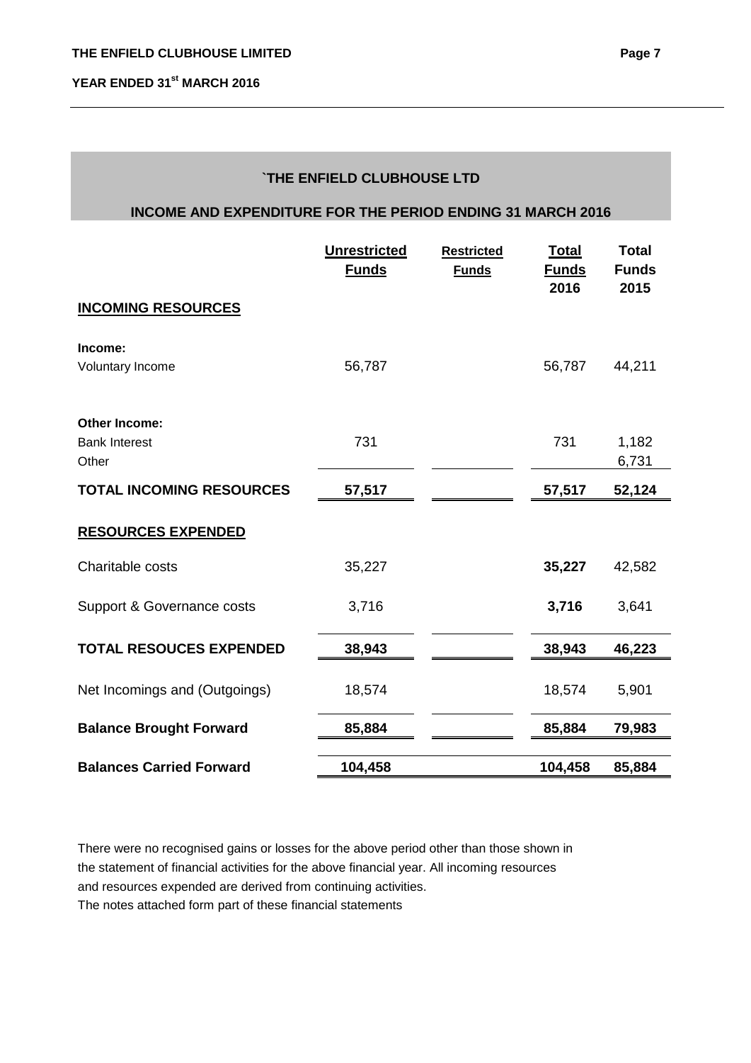## `THE ENFIELD CLUBHOUSE LTD

### INCOME AND EXPENDITURE FOR THE PERIOD ENDING 31 MARCH 2016

| | Unrestricted Funds | Restricted Funds | Total Funds 2016 | Total Funds 2015 |
|---|---|---|---|---|
| **INCOMING RESOURCES** | | | | |
| **Income:** | | | | |
| Voluntary Income | 56,787 | | 56,787 | 44,211 |
| **Other Income:** | | | | |
| Bank Interest | 731 | | 731 | 1,182 |
| Other | | | | 6,731 |
| **TOTAL INCOMING RESOURCES** | **57,517** | | **57,517** | **52,124** |
| **RESOURCES EXPENDED** | | | | |
| Charitable costs | 35,227 | | **35,227** | 42,582 |
| Support & Governance costs | 3,716 | | **3,716** | 3,641 |
| **TOTAL RESOUCES EXPENDED** | **38,943** | | **38,943** | **46,223** |
| Net Incomings and (Outgoings) | 18,574 | | 18,574 | 5,901 |
| **Balance Brought Forward** | **85,884** | | **85,884** | **79,983** |
| **Balances Carried Forward** | **104,458** | | **104,458** | **85,884** |

There were no recognised gains or losses for the above period other than those shown in the statement of financial activities for the above financial year. All incoming resources and resources expended are derived from continuing activities.

The notes attached form part of these financial statements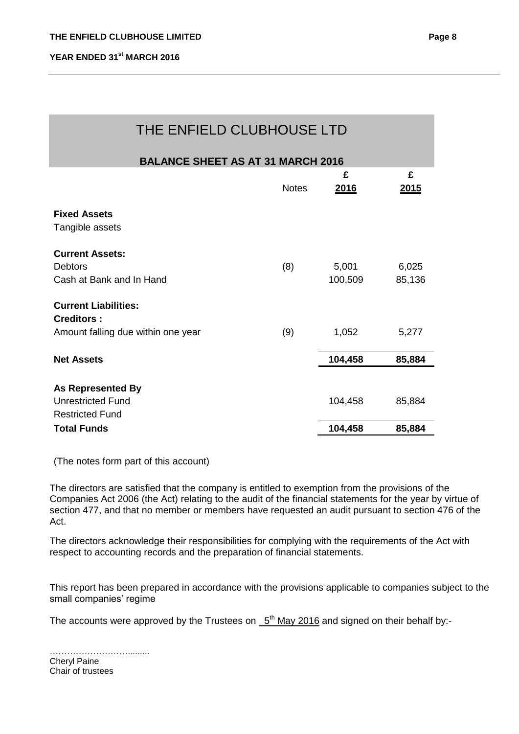# THE ENFIELD CLUBHOUSE LTD

## BALANCE SHEET AS AT 31 MARCH 2016

| | Notes | £ 2016 | £ 2015 |
|---|---|---|---|
| **Fixed Assets** | | | |
| Tangible assets | | | |
| **Current Assets:** | | | |
| Debtors | (8) | 5,001 | 6,025 |
| Cash at Bank and In Hand | | 100,509 | 85,136 |
| **Current Liabilities:** | | | |
| **Creditors :** | | | |
| Amount falling due within one year | (9) | 1,052 | 5,277 |
| **Net Assets** | | **104,458** | **85,884** |
| **As Represented By** | | | |
| Unrestricted Fund | | 104,458 | 85,884 |
| Restricted Fund | | | |
| **Total Funds** | | **104,458** | **85,884** |

(The notes form part of this account)

The directors are satisfied that the company is entitled to exemption from the provisions of the Companies Act 2006 (the Act) relating to the audit of the financial statements for the year by virtue of section 477, and that no member or members have requested an audit pursuant to section 476 of the Act.

The directors acknowledge their responsibilities for complying with the requirements of the Act with respect to accounting records and the preparation of financial statements.

This report has been prepared in accordance with the provisions applicable to companies subject to the small companies' regime

The accounts were approved by the Trustees on 5th May 2016 and signed on their behalf by:-

…………………….........
Cheryl Paine
Chair of trustees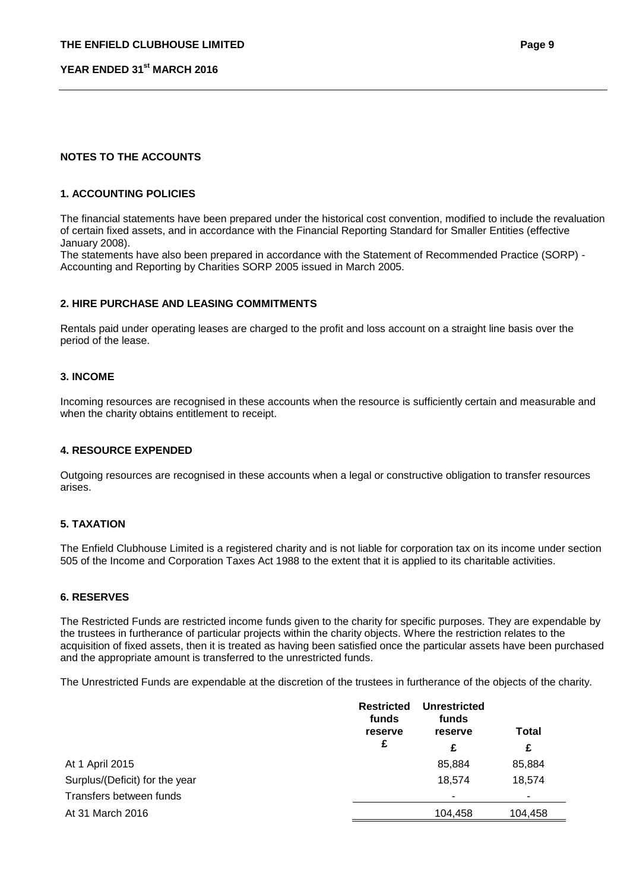## NOTES TO THE ACCOUNTS

### 1. ACCOUNTING POLICIES

The financial statements have been prepared under the historical cost convention, modified to include the revaluation of certain fixed assets, and in accordance with the Financial Reporting Standard for Smaller Entities (effective January 2008).
The statements have also been prepared in accordance with the Statement of Recommended Practice (SORP) - Accounting and Reporting by Charities SORP 2005 issued in March 2005.

### 2. HIRE PURCHASE AND LEASING COMMITMENTS

Rentals paid under operating leases are charged to the profit and loss account on a straight line basis over the period of the lease.

### 3. INCOME

Incoming resources are recognised in these accounts when the resource is sufficiently certain and measurable and when the charity obtains entitlement to receipt.

### 4. RESOURCE EXPENDED

Outgoing resources are recognised in these accounts when a legal or constructive obligation to transfer resources arises.

### 5. TAXATION

The Enfield Clubhouse Limited is a registered charity and is not liable for corporation tax on its income under section 505 of the Income and Corporation Taxes Act 1988 to the extent that it is applied to its charitable activities.

### 6. RESERVES

The Restricted Funds are restricted income funds given to the charity for specific purposes. They are expendable by the trustees in furtherance of particular projects within the charity objects. Where the restriction relates to the acquisition of fixed assets, then it is treated as having been satisfied once the particular assets have been purchased and the appropriate amount is transferred to the unrestricted funds.

The Unrestricted Funds are expendable at the discretion of the trustees in furtherance of the objects of the charity.

| | Restricted funds reserve | Unrestricted funds reserve | Total |
|---|---|---|---|
| | £ | £ | £ |
| At 1 April 2015 | | 85,884 | 85,884 |
| Surplus/(Deficit) for the year | | 18,574 | 18,574 |
| Transfers between funds | | - | - |
| At 31 March 2016 | | 104,458 | 104,458 |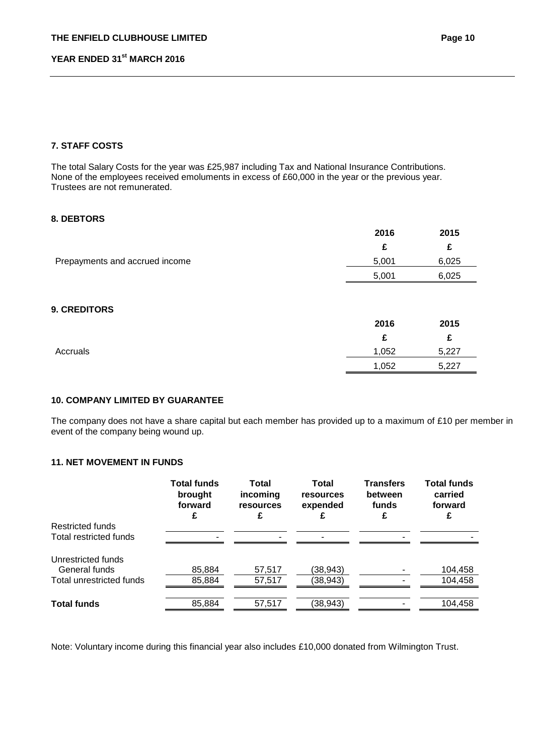## 7. STAFF COSTS

The total Salary Costs for the year was £25,987 including Tax and National Insurance Contributions. None of the employees received emoluments in excess of £60,000 in the year or the previous year. Trustees are not remunerated.

## 8. DEBTORS

| | 2016 | 2015 |
|---|---|---|
| | £ | £ |
| Prepayments and accrued income | 5,001 | 6,025 |
| | 5,001 | 6,025 |

## 9. CREDITORS

| | 2016 | 2015 |
|---|---|---|
| | £ | £ |
| Accruals | 1,052 | 5,227 |
| | 1,052 | 5,227 |

## 10. COMPANY LIMITED BY GUARANTEE

The company does not have a share capital but each member has provided up to a maximum of £10 per member in event of the company being wound up.

## 11. NET MOVEMENT IN FUNDS

| | Total funds brought forward £ | Total incoming resources £ | Total resources expended £ | Transfers between funds £ | Total funds carried forward £ |
|---|---|---|---|---|---|
| Restricted funds | | | | | |
| Total restricted funds | - | - | - | - | - |
| Unrestricted funds | | | | | |
| General funds | 85,884 | 57,517 | (38,943) | - | 104,458 |
| Total unrestricted funds | 85,884 | 57,517 | (38,943) | - | 104,458 |
| **Total funds** | 85,884 | 57,517 | (38,943) | - | 104,458 |

Note: Voluntary income during this financial year also includes £10,000 donated from Wilmington Trust.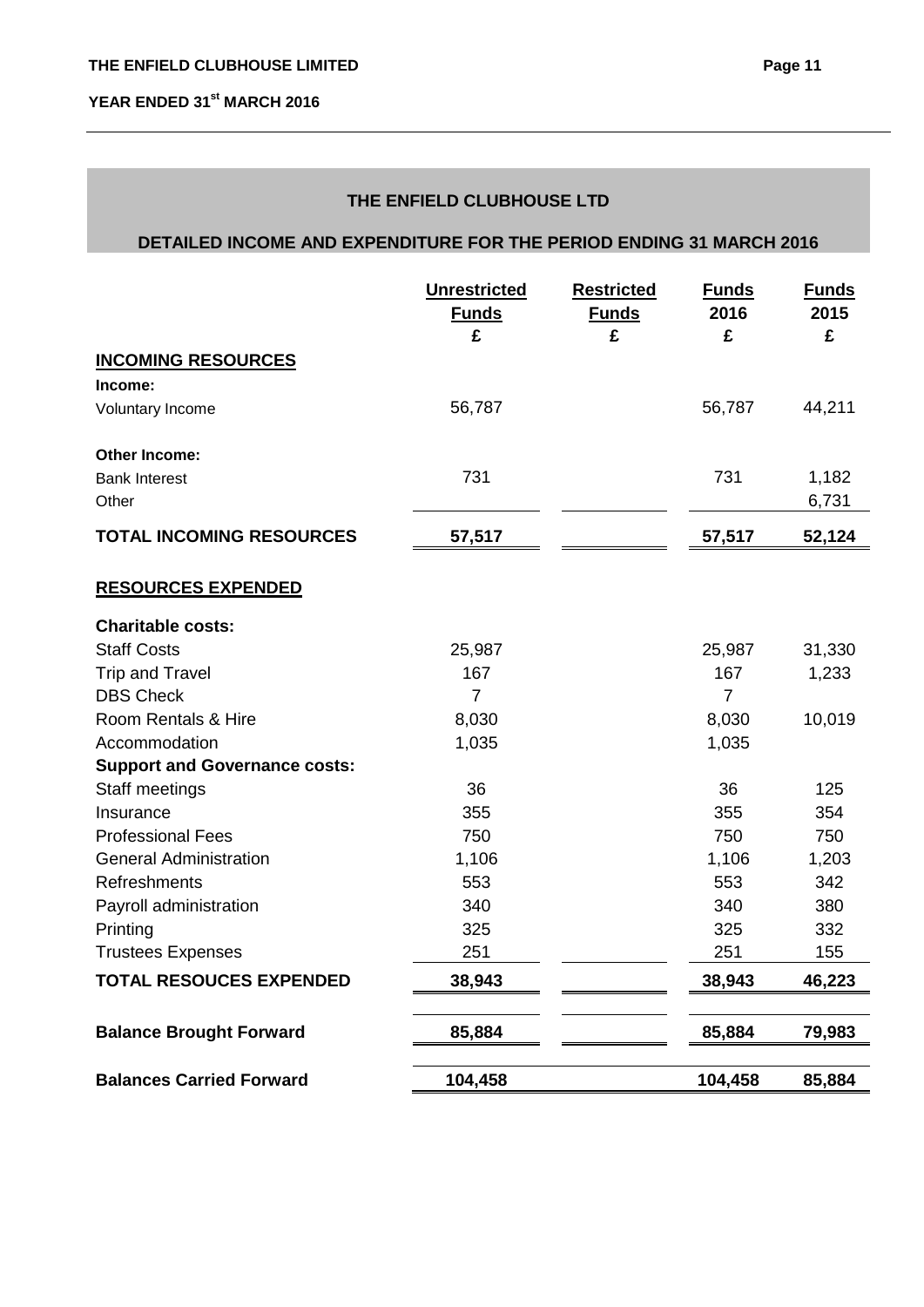## THE ENFIELD CLUBHOUSE LTD

## DETAILED INCOME AND EXPENDITURE FOR THE PERIOD ENDING 31 MARCH 2016

| | Unrestricted Funds £ | Restricted Funds £ | Funds 2016 £ | Funds 2015 £ |
|---|---|---|---|---|
| **INCOMING RESOURCES** | | | | |
| **Income:** | | | | |
| Voluntary Income | 56,787 | | 56,787 | 44,211 |
| **Other Income:** | | | | |
| Bank Interest | 731 | | 731 | 1,182 |
| Other | | | | 6,731 |
| **TOTAL INCOMING RESOURCES** | **57,517** | | **57,517** | **52,124** |
| **RESOURCES EXPENDED** | | | | |
| **Charitable costs:** | | | | |
| Staff Costs | 25,987 | | 25,987 | 31,330 |
| Trip and Travel | 167 | | 167 | 1,233 |
| DBS Check | 7 | | 7 | |
| Room Rentals & Hire | 8,030 | | 8,030 | 10,019 |
| Accommodation | 1,035 | | 1,035 | |
| **Support and Governance costs:** | | | | |
| Staff meetings | 36 | | 36 | 125 |
| Insurance | 355 | | 355 | 354 |
| Professional Fees | 750 | | 750 | 750 |
| General Administration | 1,106 | | 1,106 | 1,203 |
| Refreshments | 553 | | 553 | 342 |
| Payroll administration | 340 | | 340 | 380 |
| Printing | 325 | | 325 | 332 |
| Trustees Expenses | 251 | | 251 | 155 |
| **TOTAL RESOUCES EXPENDED** | **38,943** | | **38,943** | **46,223** |
| **Balance Brought Forward** | **85,884** | | **85,884** | **79,983** |
| **Balances Carried Forward** | **104,458** | | **104,458** | **85,884** |